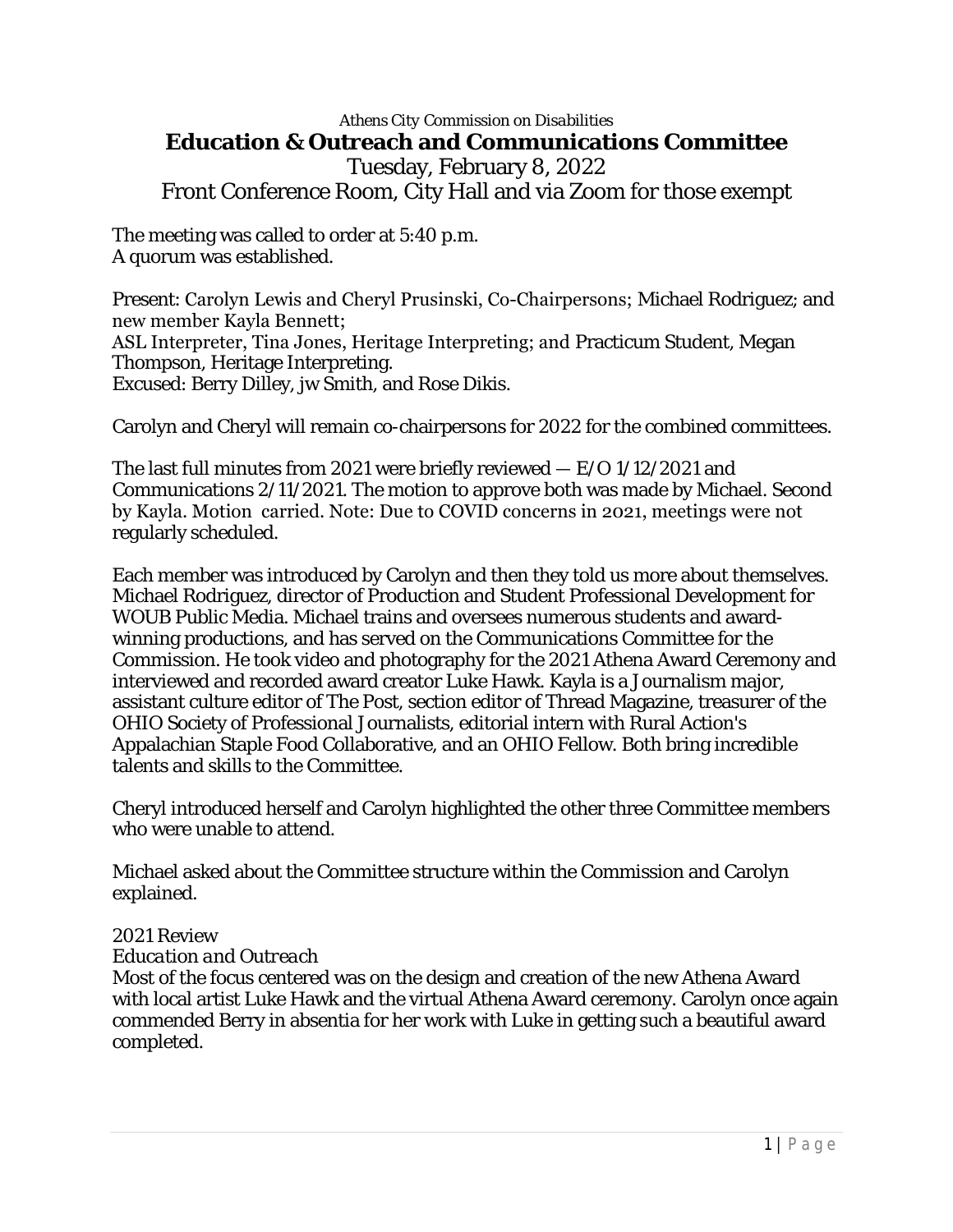Athens City Commission on Disabilities

# Education & Outreach and Communications Committee

Tuesday, February 8, 2022

Front Conference Room, City Hall and via Zoom for those exempt

The meeting was called to order at 5:40 p.m.
A quorum was established.

Present: Carolyn Lewis and Cheryl Prusinski, Co-Chairpersons; Michael Rodriguez; and new member Kayla Bennett;
ASL Interpreter, Tina Jones, Heritage Interpreting; and Practicum Student, Megan Thompson, Heritage Interpreting.
Excused: Berry Dilley, jw Smith, and Rose Dikis.

Carolyn and Cheryl will remain co-chairpersons for 2022 for the combined committees.

The last full minutes from 2021 were briefly reviewed — E/O 1/12/2021 and Communications 2/11/2021. The motion to approve both was made by Michael. Second by Kayla. Motion carried. Note: Due to COVID concerns in 2021, meetings were not regularly scheduled.

Each member was introduced by Carolyn and then they told us more about themselves. Michael Rodriguez, director of Production and Student Professional Development for WOUB Public Media. Michael trains and oversees numerous students and award-winning productions, and has served on the Communications Committee for the Commission. He took video and photography for the 2021 Athena Award Ceremony and interviewed and recorded award creator Luke Hawk. Kayla is a Journalism major, assistant culture editor of The Post, section editor of Thread Magazine, treasurer of the OHIO Society of Professional Journalists, editorial intern with Rural Action's Appalachian Staple Food Collaborative, and an OHIO Fellow. Both bring incredible talents and skills to the Committee.

Cheryl introduced herself and Carolyn highlighted the other three Committee members who were unable to attend.

Michael asked about the Committee structure within the Commission and Carolyn explained.

*2021 Review*

*Education and Outreach*

Most of the focus centered was on the design and creation of the new Athena Award with local artist Luke Hawk and the virtual Athena Award ceremony. Carolyn once again commended Berry in absentia for her work with Luke in getting such a beautiful award completed.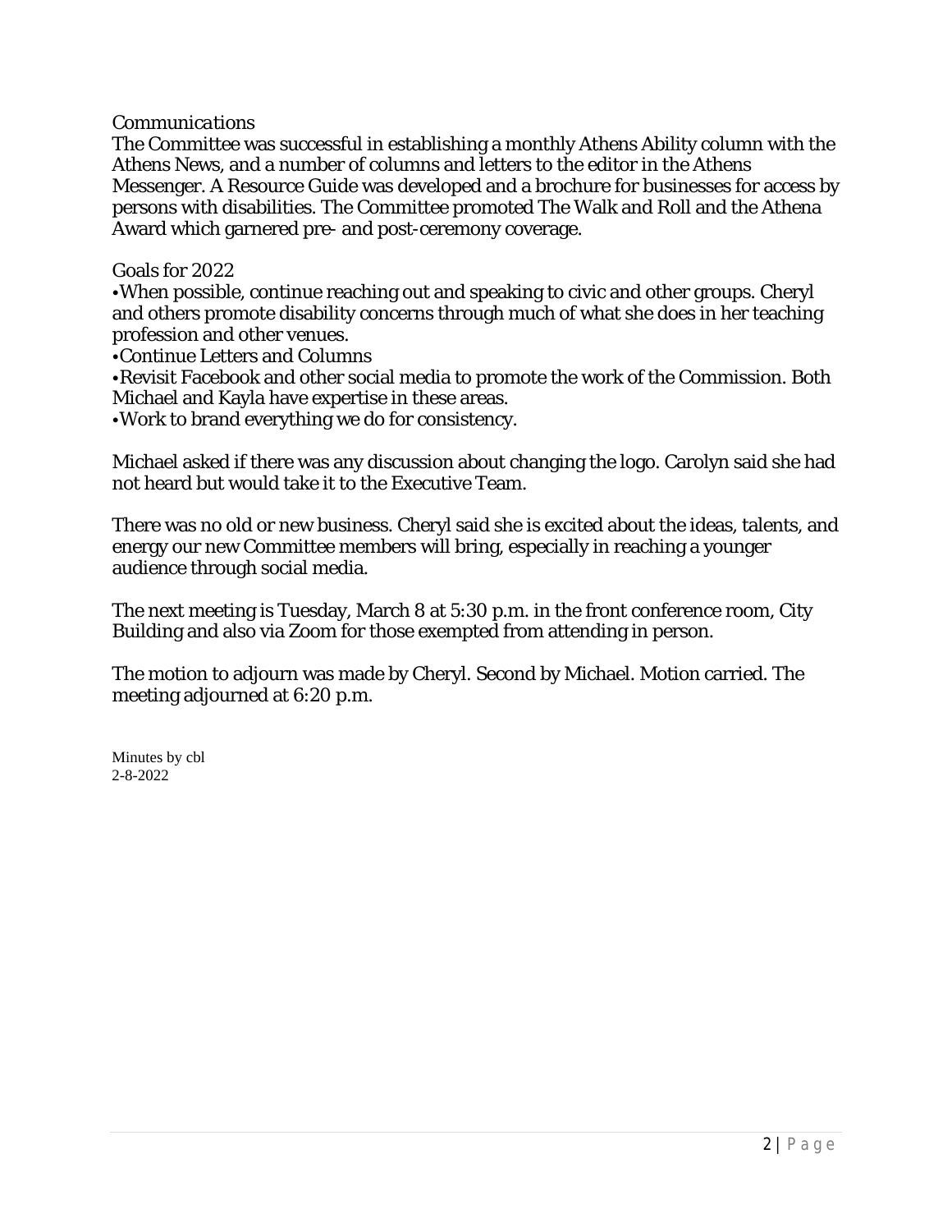*Communications*

The Committee was successful in establishing a monthly Athens Ability column with the Athens News, and a number of columns and letters to the editor in the Athens Messenger. A Resource Guide was developed and a brochure for businesses for access by persons with disabilities. The Committee promoted The Walk and Roll and the Athena Award which garnered pre- and post-ceremony coverage.

*Goals for 2022*

- When possible, continue reaching out and speaking to civic and other groups. Cheryl and others promote disability concerns through much of what she does in her teaching profession and other venues.
- Continue Letters and Columns
- Revisit Facebook and other social media to promote the work of the Commission. Both Michael and Kayla have expertise in these areas.
- Work to brand everything we do for consistency.

Michael asked if there was any discussion about changing the logo. Carolyn said she had not heard but would take it to the Executive Team.

There was no old or new business. Cheryl said she is excited about the ideas, talents, and energy our new Committee members will bring, especially in reaching a younger audience through social media.

The next meeting is Tuesday, March 8 at 5:30 p.m. in the front conference room, City Building and also via Zoom for those exempted from attending in person.

The motion to adjourn was made by Cheryl. Second by Michael. Motion carried. The meeting adjourned at 6:20 p.m.

Minutes by cbl
2-8-2022